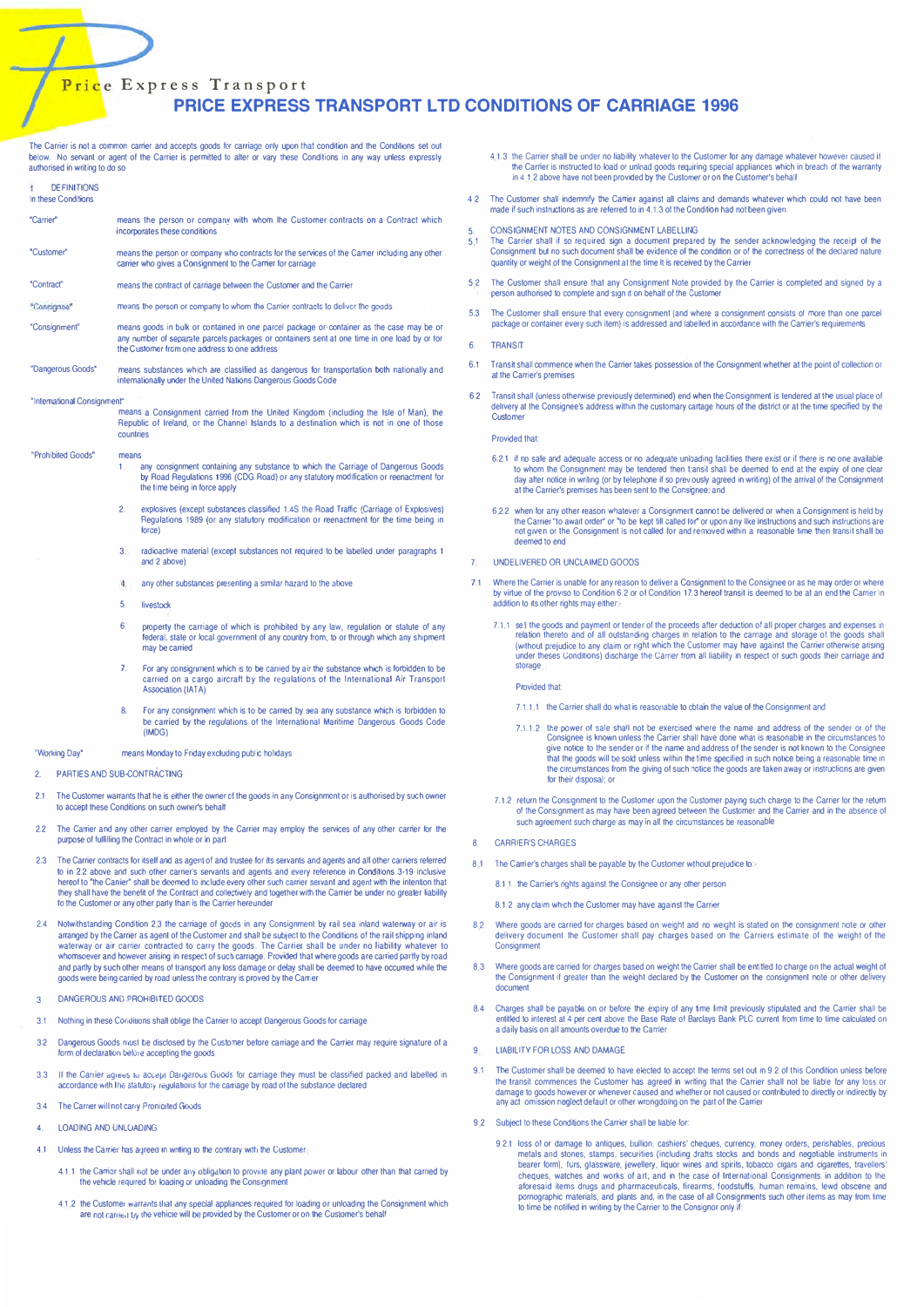Price Express Transport

# PRICE EXPRESS TRANSPORT LTD CONDITIONS OF CARRIAGE 1996

The Carrier is not a common carrier and accepts goods for carriage only upon that condition and the Conditions set out below. No servant or agent of the Carrier is permitted to alter or vary these Conditions in any way unless expressly authorised in writing to do so

## 1 DEFINITIONS

In these Conditions

| | |
|---|---|
| "Carrier" | means the person or company with whom the Customer contracts on a Contract which incorporates these conditions |
| "Customer" | means the person or company who contracts for the services of the Carrier including any other carrier who gives a Consignment to the Carrier for carriage |
| "Contract" | means the contract of carriage between the Customer and the Carrier |
| "Consignee" | means the person or company to whom the Carrier contracts to deliver the goods |
| "Consignment" | means goods in bulk or contained in one parcel package or container as the case may be or any number of separate parcels packages or containers sent at one time in one load by or for the Customer from one address to one address |
| "Dangerous Goods" | means substances which are classified as dangerous for transportation both nationally and internationally under the United Nations Dangerous Goods Code |

"International Consignment" means a Consignment carried from the United Kingdom (including the Isle of Man), the Republic of Ireland, or the Channel Islands to a destination which is not in one of those countries

"Prohibited Goods" means

1. any consignment containing any substance to which the Carriage of Dangerous Goods by Road Regulations 1996 (CDG Road) or any statutory modification or reenactment for the time being in force apply
2. explosives (except substances classified 1.4S the Road Traffic (Carriage of Explosives) Regulations 1989 (or any statutory modification or reenactment for the time being in force)
3. radioactive material (except substances not required to be labelled under paragraphs 1 and 2 above)
4. any other substances presenting a similar hazard to the above
5. livestock
6. property the carriage of which is prohibited by any law, regulation or statute of any federal, state or local government of any country from, to or through which any shipment may be carried
7. For any consignment which is to be carried by air the substance which is forbidden to be carried on a cargo aircraft by the regulations of the International Air Transport Association (IATA)
8. For any consignment which is to be carried by sea any substance which is forbidden to be carried by the regulations of the International Maritime Dangerous Goods Code (IMDG)

"Working Day" means Monday to Friday excluding public holidays

## 2. PARTIES AND SUB-CONTRACTING

2.1 The Customer warrants that he is either the owner of the goods in any Consignment or is authorised by such owner to accept these Conditions on such owner's behalf

2.2 The Carrier and any other carrier employed by the Carrier may employ the services of any other carrier for the purpose of fulfilling the Contract in whole or in part

2.3 The Carrier contracts for itself and as agent of and trustee for its servants and agents and all other carriers referred to in 2.2 above and such other carrier's servants and agents and every reference in Conditions 3-19 inclusive hereof to "the Carrier" shall be deemed to include every other such carrier servant and agent with the intention that they shall have the benefit of the Contract and collectively and together with the Carrier be under no greater liability to the Customer or any other party than is the Carrier hereunder

2.4 Notwithstanding Condition 2.3 the carriage of goods in any Consignment by rail sea inland waterway or air is arranged by the Carrier as agent of the Customer and shall be subject to the Conditions of the rail shipping inland waterway or air carrier contracted to carry the goods. The Carrier shall be under no liability whatever to whomsoever and however arising in respect of such carriage. Provided that where goods are carried partly by road and partly by such other means of transport any loss damage or delay shall be deemed to have occurred while the goods were being carried by road unless the contrary is proved by the Carrier

## 3 DANGEROUS AND PROHIBITED GOODS

3.1 Nothing in these Conditions shall oblige the Carrier to accept Dangerous Goods for carriage

3.2 Dangerous Goods must be disclosed by the Customer before carriage and the Carrier may require signature of a form of declaration before accepting the goods

3.3 If the Carrier agrees to accept Dangerous Goods for carriage they must be classified packed and labelled in accordance with the statutory regulations for the carriage by road of the substance declared

3.4 The Carrier will not carry Prohibited Goods

## 4. LOADING AND UNLOADING

4.1 Unless the Carrier has agreed in writing to the contrary with the Customer:

4.1.1 the Carrier shall not be under any obligation to provide any plant power or labour other than that carried by the vehicle required for loading or unloading the Consignment

4.1.2 the Customer warrants that any special appliances required for loading or unloading the Consignment which are not carried by the vehicle will be provided by the Customer or on the Customer's behalf

4.1.3 the Carrier shall be under no liability whatever to the Customer for any damage whatever however caused if the Carrier is instructed to load or unload goods requiring special appliances which in breach of the warranty in 4.1.2 above have not been provided by the Customer or on the Customer's behalf

4.2 The Customer shall indemnify the Carrier against all claims and demands whatever which could not have been made if such instructions as are referred to in 4.1.3 of the Condition had not been given

## 5. CONSIGNMENT NOTES AND CONSIGNMENT LABELLING

5.1 The Carrier shall if so required sign a document prepared by the sender acknowledging the receipt of the Consignment but no such document shall be evidence of the condition or of the correctness of the declared nature quantity or weight of the Consignment at the time it is received by the Carrier

5.2 The Customer shall ensure that any Consignment Note provided by the Carrier is completed and signed by a person authorised to complete and sign it on behalf of the Customer

5.3 The Customer shall ensure that every consignment (and where a consignment consists of more than one parcel package or container every such item) is addressed and labelled in accordance with the Carrier's requirements

## 6. TRANSIT

6.1 Transit shall commence when the Carrier takes possession of the Consignment whether at the point of collection or at the Carrier's premises

6.2 Transit shall (unless otherwise previously determined) end when the Consignment is tendered at the usual place of delivery at the Consignee's address within the customary cartage hours of the district or at the time specified by the Customer

Provided that:

6.2.1 if no safe and adequate access or no adequate unloading facilities there exist or if there is no one available to whom the Consignment may be tendered then transit shall be deemed to end at the expiry of one clear day after notice in writing (or by telephone if so previously agreed in writing) of the arrival of the Consignment at the Carrier's premises has been sent to the Consignee; and

6.2.2 when for any other reason whatever a Consignment cannot be delivered or when a Consignment is held by the Carrier "to await order" or "to be kept till called for" or upon any like instructions and such instructions are not given or the Consignment is not called for and removed within a reasonable time then transit shall be deemed to end

## 7. UNDELIVERED OR UNCLAIMED GOODS

7.1 Where the Carrier is unable for any reason to deliver a Consignment to the Consignee or as he may order or where by virtue of the proviso to Condition 6.2 or of Condition 17.3 hereof transit is deemed to be at an end the Carrier in addition to its other rights may either:-

7.1.1 sell the goods and payment or tender of the proceeds after deduction of all proper charges and expenses in relation thereto and of all outstanding charges in relation to the carriage and storage of the goods shall (without prejudice to any claim or right which the Customer may have against the Carrier otherwise arising under theses Conditions) discharge the Carrier from all liability in respect of such goods their carriage and storage

Provided that:

7.1.1.1 the Carrier shall do what is reasonable to obtain the value of the Consignment and

7.1.1.2 the power of sale shall not be exercised where the name and address of the sender or of the Consignee is known unless the Carrier shall have done what is reasonable in the circumstances to give notice to the sender or if the name and address of the sender is not known to the Consignee that the goods will be sold unless within the time specified in such notice being a reasonable time in the circumstances from the giving of such notice the goods are taken away or instructions are given for their disposal; or

7.1.2 return the Consignment to the Customer upon the Customer paying such charge to the Carrier for the return of the Consignment as may have been agreed between the Customer and the Carrier and in the absence of such agreement such charge as may in all the circumstances be reasonable

## 8. CARRIER'S CHARGES

8.1 The Carrier's charges shall be payable by the Customer without prejudice to:-

8.1.1 the Carrier's rights against the Consignee or any other person

8.1.2 any claim which the Customer may have against the Carrier

8.2 Where goods are carried for charges based on weight and no weight is stated on the consignment note or other delivery document the Customer shall pay charges based on the Carriers estimate of the weight of the Consignment

8.3 Where goods are carried for charges based on weight the Carrier shall be entitled to charge on the actual weight of the Consignment if greater than the weight declared by the Customer on the consignment note or other delivery document

8.4 Charges shall be payable on or before the expiry of any time limit previously stipulated and the Carrier shall be entitled to interest at 4 per cent above the Base Rate of Barclays Bank PLC current from time to time calculated on a daily basis on all amounts overdue to the Carrier

## 9. LIABILITY FOR LOSS AND DAMAGE

9.1 The Customer shall be deemed to have elected to accept the terms set out in 9.2 of this Condition unless before the transit commences the Customer has agreed in writing that the Carrier shall not be liable for any loss or damage to goods however or whenever caused and whether or not caused or contributed to directly or indirectly by any act omission neglect default or other wrongdoing on the part of the Carrier

9.2 Subject to these Conditions the Carrier shall be liable for:

9.2.1 loss of or damage to antiques, bullion, cashiers' cheques, currency, money orders, perishables, precious metals and stones, stamps, securities (including drafts stocks and bonds and negotiable instruments in bearer form), furs, glassware, jewellery, liquor wines and spirits, tobacco cigars and cigarettes, travellers' cheques, watches and works of art; and in the case of International Consignments in addition to the aforesaid items drugs and pharmaceuticals, firearms, foodstuffs, human remains, lewd obscene and pornographic materials, and plants and, in the case of all Consignments such other items as may from time to time be notified in writing by the Carrier to the Consignor only if: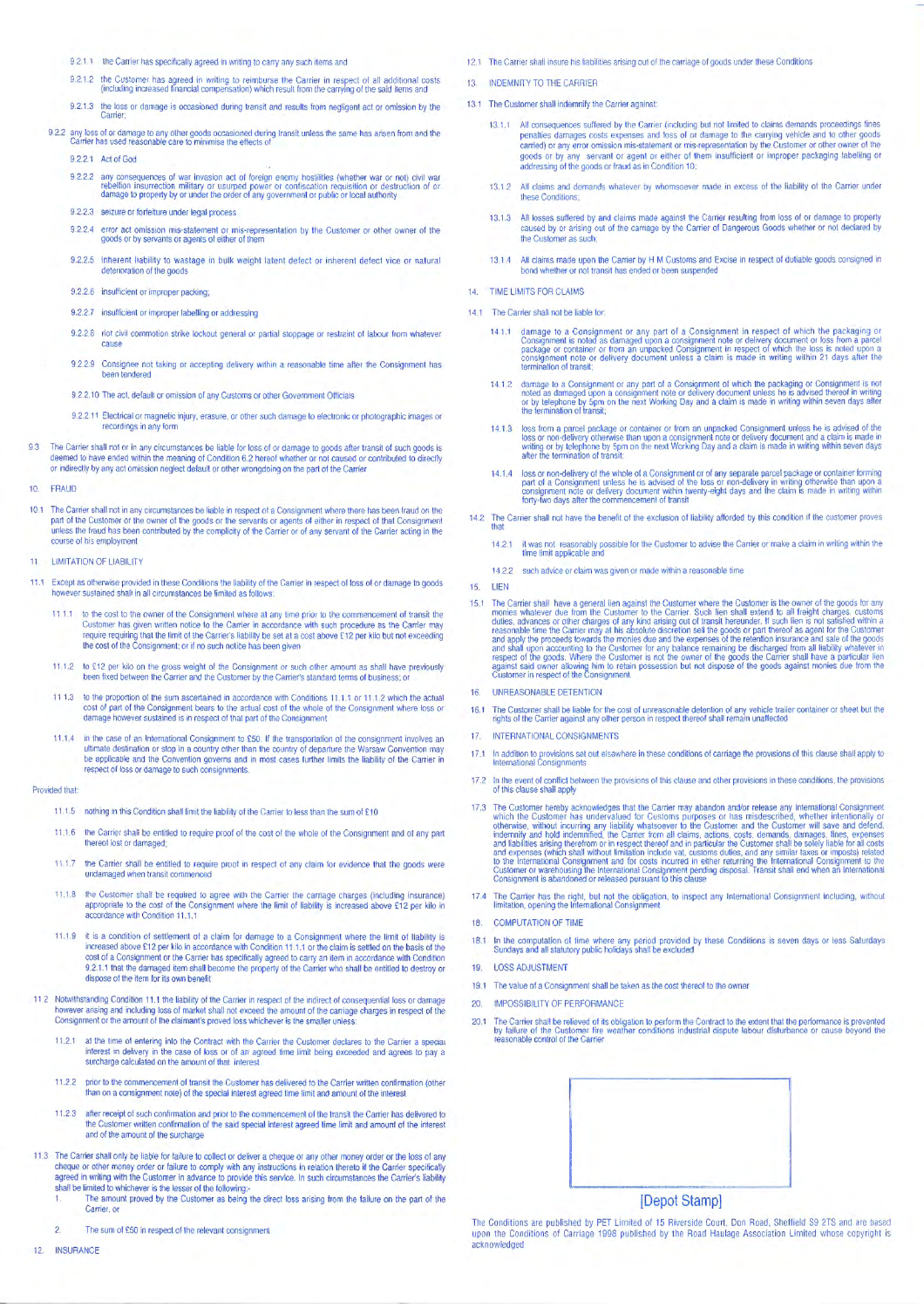9.2.1.1 the Carrier has specifically agreed in writing to carry any such items and

9.2.1.2 the Customer has agreed in writing to reimburse the Carrier in respect of all additional costs (including increased financial compensation) which result from the carrying of the said items and

9.2.1.3 the loss or damage is occasioned during transit and results from negligent act or omission by the Carrier;

9.2.2 any loss of or damage to any other goods occasioned during transit unless the same has arisen from and the Carrier has used reasonable care to minimise the effects of

9.2.2.1 Act of God

9.2.2.2 any consequences of war invasion act of foreign enemy hostilities (whether war or not) civil war rebellion insurrection military or usurped power or confiscation requisition or destruction of or damage to property by or under the order of any government or public or local authority

9.2.2.3 seizure or forfeiture under legal process

9.2.2.4 error act omission mis-statement or mis-representation by the Customer or other owner of the goods or by servants or agents of either of them

9.2.2.5 Inherent liability to wastage in bulk weight latent defect or inherent defect vice or natural deterioration of the goods

9.2.2.6 insufficient or improper packing;

9.2.2.7 insufficient or improper labelling or addressing

9.2.2.8 riot civil commotion strike lockout general or partial stoppage or restraint of labour from whatever cause

9.2.2.9 Consignee not taking or accepting delivery within a reasonable time after the Consignment has been tendered

9.2.2.10 The act, default or omission of any Customs or other Government Officials

9.2.2.11 Electrical or magnetic injury, erasure, or other such damage to electronic or photographic images or recordings in any form

9.3 The Carrier shall not or in any circumstances be liable for loss of or damage to goods after transit of such goods is deemed to have ended within the meaning of Condition 6.2 hereof whether or not caused or contributed to directly or indirectly by any act omission neglect default or other wrongdoing on the part of the Carrier

10. FRAUD

10.1 The Carrier shall not in any circumstances be liable in respect of a Consignment where there has been fraud on the part of the Customer or the owner of the goods or the servants or agents of either in respect of that Consignment unless the fraud has been contributed by the complicity of the Carrier or of any servant of the Carrier acting in the course of his employment

11. LIMITATION OF LIABILITY

11.1 Except as otherwise provided in these Conditions the liability of the Carrier in respect of loss of or damage to goods however sustained shall in all circumstances be limited as follows:

11.1.1 to the cost to the owner of the Consignment where at any time prior to the commencement of transit the Customer has given written notice to the Carrier in accordance with such procedure as the Carrier may require requiring that the limit of the Carrier's liability be set at a cost above £12 per kilo but not exceeding the cost of the Consignment; or if no such notice has been given

11.1.2 to £12 per kilo on the gross weight of the Consignment or such other amount as shall have previously been fixed between the Carrier and the Customer by the Carrier's standard terms of business; or

11.1.3 to the proportion of the sum ascertained in accordance with Conditions 11.1.1 or 11.1.2 which the actual cost of part of the Consignment bears to the actual cost of the whole of the Consignment where loss or damage however sustained is in respect of that part of the Consignment

11.1.4 in the case of an International Consignment to £50. If the transportation of the consignment involves an ultimate destination or stop in a country other than the country of departure the Warsaw Convention may be applicable and the Convention governs and in most cases further limits the liability of the Carrier in respect of loss or damage to such consignments.

Provided that:

11.1.5 nothing in this Condition shall limit the liability of the Carrier to less than the sum of £10

11.1.6 the Carrier shall be entitled to require proof of the cost of the whole of the Consignment and of any part thereof lost or damaged;

11.1.7 the Carrier shall be entitled to require proof in respect of any claim for evidence that the goods were undamaged when transit commenced

11.1.8 the Customer shall be required to agree with the Carrier the carriage charges (including insurance) appropriate to the cost of the Consignment where the limit of liability is increased above £12 per kilo in accordance with Condition 11.1.1

11.1.9 it is a condition of settlement of a claim for damage to a Consignment where the limit of liability is increased above £12 per kilo in accordance with Condition 11.1.1 or the claim is settled on the basis of the cost of a Consignment or the Carrier has specifically agreed to carry an item in accordance with Condition 9.2.1.1 that the damaged item shall become the property of the Carrier who shall be entitled to destroy or dispose of the item for its own benefit

11.2 Notwithstanding Condition 11.1 the liability of the Carrier in respect of the indirect of consequential loss or damage however arising and including loss of market shall not exceed the amount of the carriage charges in respect of the Consignment or the amount of the claimant's proved loss whichever is the smaller unless:

11.2.1 at the time of entering into the Contract with the Carrier the Customer declares to the Carrier a special interest in delivery in the case of loss or of an agreed time limit being exceeded and agrees to pay a surcharge calculated on the amount of that interest

11.2.2 prior to the commencement of transit the Customer has delivered to the Carrier written confirmation (other than on a consignment note) of the special interest agreed time limit and amount of the interest

11.2.3 after receipt of such confirmation and prior to the commencement of the transit the Carrier has delivered to the Customer written confirmation of the said special interest agreed time limit and amount of the interest and of the amount of the surcharge

11.3 The Carrier shall only be liable for failure to collect or deliver a cheque or any other money order or the loss of any cheque or other money order or failure to comply with any instructions in relation thereto if the Carrier specifically agreed in writing with the Customer in advance to provide this service. In such circumstances the Carrier's liability shall be limited to whichever is the lesser of the following:-

1. The amount proved by the Customer as being the direct loss arising from the failure on the part of the Carrier, or

2. The sum of £50 in respect of the relevant consignment

12. INSURANCE

12.1 The Carrier shall insure his liabilities arising out of the carriage of goods under these Conditions

13. INDEMNITY TO THE CARRIER

13.1 The Customer shall indemnify the Carrier against:

13.1.1 All consequences suffered by the Carrier (including but not limited to claims demands proceedings fines penalties damages costs expenses and loss of or damage to the carrying vehicle and to other goods carried) or any error omission mis-statement or mis-representation by the Customer or other owner of the goods or by any servant or agent or either of them insufficient or improper packaging labelling or addressing of the goods or fraud as in Condition 10;

13.1.2 All claims and demands whatever by whomsoever made in excess of the liability of the Carrier under these Conditions;

13.1.3 All losses suffered by and claims made against the Carrier resulting from loss of or damage to property caused by or arising out of the carriage by the Carrier of Dangerous Goods whether or not declared by the Customer as such

13.1.4 All claims made upon the Carrier by H M Customs and Excise in respect of dutiable goods consigned in bond whether or not transit has ended or been suspended

14. TIME LIMITS FOR CLAIMS

14.1 The Carrier shall not be liable for:

14.1.1 damage to a Consignment or any part of a Consignment in respect of which the packaging or Consignment is noted as damaged upon a consignment note or delivery document or loss from a parcel package or container or from an unpacked Consignment in respect of which the loss is noted upon a consignment note or delivery document unless a claim is made in writing within 21 days after the termination of transit;

14.1.2 damage to a Consignment or any part of a Consignment of which the packaging or Consignment is not noted as damaged upon a consignment note or delivery document unless he is advised thereof in writing or by telephone by 5pm on the next Working Day and a claim is made in writing within seven days after the termination of transit;

14.1.3 loss from a parcel package or container or from an unpacked Consignment unless he is advised of the loss or non-delivery otherwise than upon a consignment note or delivery document and a claim is made in writing or by telephone by 5pm on the next Working Day and a claim is made in writing within seven days after the termination of transit;

14.1.4 loss or non-delivery of the whole of a Consignment or of any separate parcel package or container forming part of a Consignment unless he is advised of the loss or non-delivery in writing otherwise than upon a consignment note or delivery document within twenty-eight days and the claim is made in writing within forty-two days after the commencement of transit

14.2 The Carrier shall not have the benefit of the exclusion of liability afforded by this condition if the customer proves that

14.2.1 it was not reasonably possible for the Customer to advise the Carrier or make a claim in writing within the time limit applicable and

14.2.2 such advice or claim was given or made within a reasonable time

15. LIEN

15.1 The Carrier shall have a general lien against the Customer where the Customer is the owner of the goods for any monies whatever due from the Customer to the Carrier. Such lien shall extend to all freight charges, customs duties, advances or other charges of any kind arising out of transit hereunder. If such lien is not satisfied within a reasonable time the Carrier may at his absolute discretion sell the goods or part thereof as agent for the Customer and apply the proceeds towards the monies due and the expenses of the retention insurance and sale of the goods and shall upon accounting to the Customer for any balance remaining be discharged from all liability whatever in respect of the goods. Where the Customer is not the owner of the goods the Carrier shall have a particular lien against said owner allowing him to retain possession but not dispose of the goods against monies due from the Customer in respect of the Consignment

16. UNREASONABLE DETENTION

16.1 The Customer shall be liable for the cost of unreasonable detention of any vehicle trailer container or sheet but the rights of the Carrier against any other person in respect thereof shall remain unaffected

17. INTERNATIONAL CONSIGNMENTS

17.1 In addition to provisions set out elsewhere in these conditions of carriage the provisions of this clause shall apply to International Consignments

17.2 In the event of conflict between the provisions of this clause and other provisions in these conditions, the provisions of this clause shall apply

17.3 The Customer hereby acknowledges that the Carrier may abandon and/or release any International Consignment which the Customer has undervalued for Customs purposes or has misdescribed, whether intentionally or otherwise, without incurring any liability whatsoever to the Customer and the Customer will save and defend, indemnify and hold indemnified, the Carrier from all claims, actions, costs, demands, damages, fines, expenses and liabilities arising therefrom or in respect thereof and in particular the Customer shall be solely liable for all costs and expenses (which shall without limitation include vat, customs duties, and any similar taxes or imposts) related to the International Consignment and for costs incurred in either returning the International Consignment to the Customer or warehousing the International Consignment pending disposal. Transit shall end when an International Consignment is abandoned or released pursuant to this clause

17.4 The Carrier has the right, but not the obligation, to inspect any International Consignment including, without limitation, opening the International Consignment

18. COMPUTATION OF TIME

18.1 In the computation of time where any period provided by these Conditions is seven days or less Saturdays Sundays and all statutory public holidays shall be excluded

19. LOSS ADJUSTMENT

19.1 The value of a Consignment shall be taken as the cost thereof to the owner

20. IMPOSSIBILITY OF PERFORMANCE

20.1 The Carrier shall be relieved of its obligation to perform the Contract to the extent that the performance is prevented by failure of the Customer fire weather conditions industrial dispute labour disturbance or cause beyond the reasonable control of the Carrier

[Depot Stamp]

The Conditions are published by PET Limited of 15 Riverside Court, Don Road, Sheffield S9 2TS and are based upon the Conditions of Carriage 1998 published by the Road Haulage Association Limited whose copyright is acknowledged